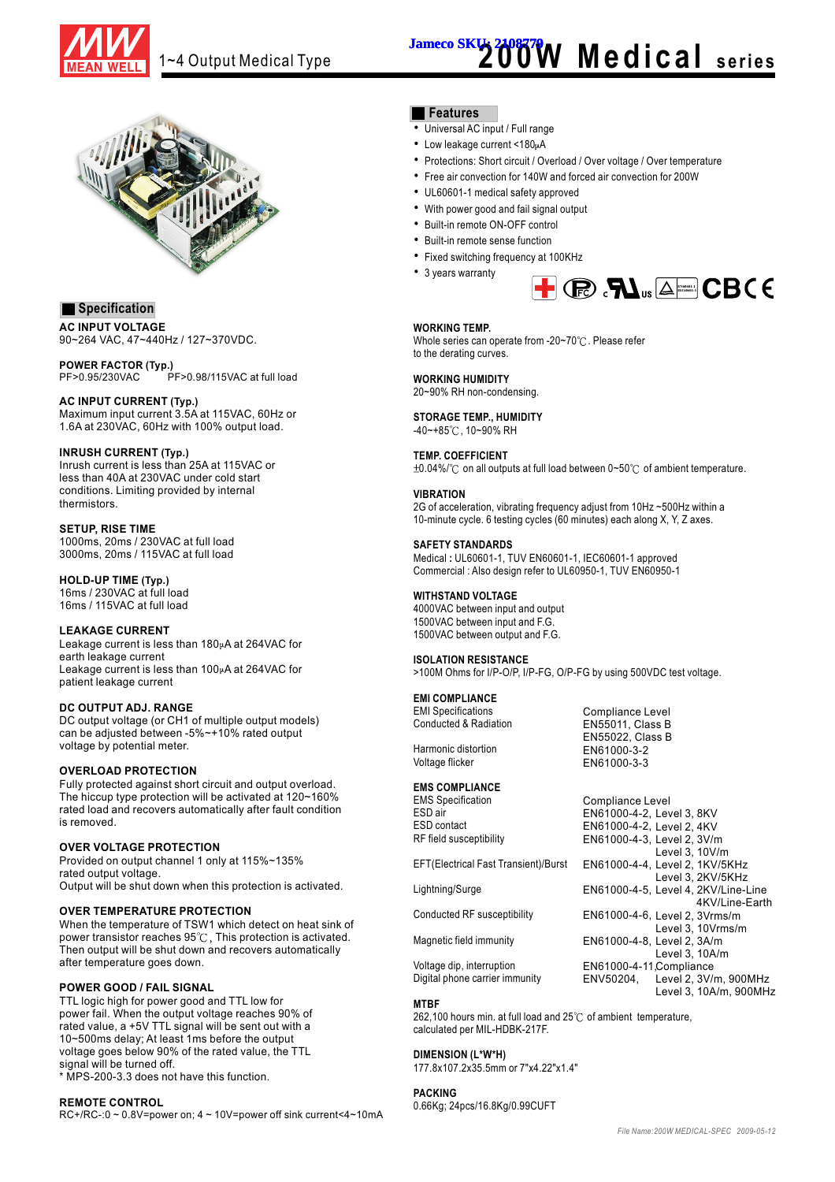MEAN WELL 1~4 Output Medical Type

Jameco SKU: 2108779

# 200W Medical series

## Features

- Universal AC input / Full range
- Low leakage current <180μA
- Protections: Short circuit / Overload / Over voltage / Over temperature
- Free air convection for 140W and forced air convection for 200W
- UL60601-1 medical safety approved
- With power good and fail signal output
- Built-in remote ON-OFF control
- Built-in remote sense function
- Fixed switching frequency at 100KHz
- 3 years warranty

## Specification

**AC INPUT VOLTAGE**
90~264 VAC, 47~440Hz / 127~370VDC.

**POWER FACTOR (Typ.)**
PF>0.95/230VAC PF>0.98/115VAC at full load

**AC INPUT CURRENT (Typ.)**
Maximum input current 3.5A at 115VAC, 60Hz or 1.6A at 230VAC, 60Hz with 100% output load.

**INRUSH CURRENT (Typ.)**
Inrush current is less than 25A at 115VAC or less than 40A at 230VAC under cold start conditions. Limiting provided by internal thermistors.

**SETUP, RISE TIME**
1000ms, 20ms / 230VAC at full load
3000ms, 20ms / 115VAC at full load

**HOLD-UP TIME (Typ.)**
16ms / 230VAC at full load
16ms / 115VAC at full load

**LEAKAGE CURRENT**
Leakage current is less than 180μA at 264VAC for earth leakage current
Leakage current is less than 100μA at 264VAC for patient leakage current

**DC OUTPUT ADJ. RANGE**
DC output voltage (or CH1 of multiple output models) can be adjusted between -5%~+10% rated output voltage by potential meter.

**OVERLOAD PROTECTION**
Fully protected against short circuit and output overload. The hiccup type protection will be activated at 120~160% rated load and recovers automatically after fault condition is removed.

**OVER VOLTAGE PROTECTION**
Provided on output channel 1 only at 115%~135% rated output voltage.
Output will be shut down when this protection is activated.

**OVER TEMPERATURE PROTECTION**
When the temperature of TSW1 which detect on heat sink of power transistor reaches 95℃, This protection is activated. Then output will be shut down and recovers automatically after temperature goes down.

**POWER GOOD / FAIL SIGNAL**
TTL logic high for power good and TTL low for power fail. When the output voltage reaches 90% of rated value, a +5V TTL signal will be sent out with a 10~500ms delay; At least 1ms before the output voltage goes below 90% of the rated value, the TTL signal will be turned off.
* MPS-200-3.3 does not have this function.

**REMOTE CONTROL**
RC+/RC-:0 ~ 0.8V=power on; 4 ~ 10V=power off sink current<4~10mA

**WORKING TEMP.**
Whole series can operate from -20~70℃. Please refer to the derating curves.

**WORKING HUMIDITY**
20~90% RH non-condensing.

**STORAGE TEMP., HUMIDITY**
-40~+85℃, 10~90% RH

**TEMP. COEFFICIENT**
±0.04%/℃ on all outputs at full load between 0~50℃ of ambient temperature.

**VIBRATION**
2G of acceleration, vibrating frequency adjust from 10Hz ~500Hz within a 10-minute cycle. 6 testing cycles (60 minutes) each along X, Y, Z axes.

**SAFETY STANDARDS**
Medical : UL60601-1, TUV EN60601-1, IEC60601-1 approved
Commercial : Also design refer to UL60950-1, TUV EN60950-1

**WITHSTAND VOLTAGE**
4000VAC between input and output
1500VAC between input and F.G.
1500VAC between output and F.G.

**ISOLATION RESISTANCE**
>100M Ohms for I/P-O/P, I/P-FG, O/P-FG by using 500VDC test voltage.

**EMI COMPLIANCE**

| EMI Specifications | Compliance Level |
|---|---|
| Conducted & Radiation | EN55011, Class B<br>EN55022, Class B |
| Harmonic distortion | EN61000-3-2 |
| Voltage flicker | EN61000-3-3 |

**EMS COMPLIANCE**

| EMS Specification | Compliance Level |
|---|---|
| ESD air | EN61000-4-2, Level 3, 8KV |
| ESD contact | EN61000-4-2, Level 2, 4KV |
| RF field susceptibility | EN61000-4-3, Level 2, 3V/m<br>Level 3, 10V/m |
| EFT(Electrical Fast Transient)/Burst | EN61000-4-4, Level 2, 1KV/5KHz<br>Level 3, 2KV/5KHz |
| Lightning/Surge | EN61000-4-5, Level 4, 2KV/Line-Line<br>4KV/Line-Earth |
| Conducted RF susceptibility | EN61000-4-6, Level 2, 3Vrms/m<br>Level 3, 10Vrms/m |
| Magnetic field immunity | EN61000-4-8, Level 2, 3A/m<br>Level 3, 10A/m |
| Voltage dip, interruption | EN61000-4-11,Compliance |
| Digital phone carrier immunity | ENV50204, Level 2, 3V/m, 900MHz<br>Level 3, 10A/m, 900MHz |

**MTBF**
262,100 hours min. at full load and 25℃ of ambient temperature, calculated per MIL-HDBK-217F.

**DIMENSION (L*W*H)**
177.8x107.2x35.5mm or 7"x4.22"x1.4"

**PACKING**
0.66Kg; 24pcs/16.8Kg/0.99CUFT

File Name:200W MEDICAL-SPEC 2009-05-12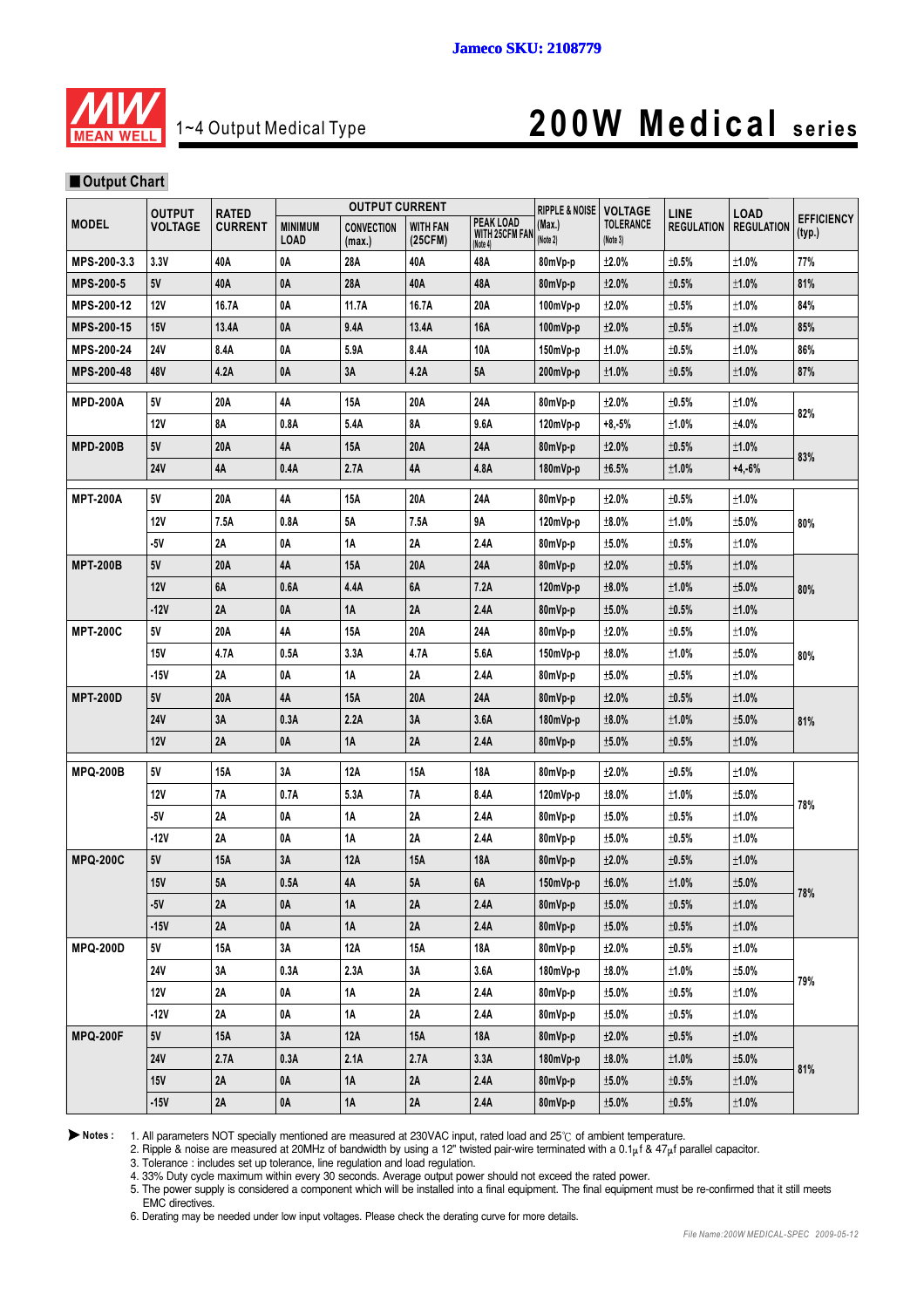Jameco SKU: 2108779

# 1~4 Output Medical Type — 200W Medical series

## ■ Output Chart

| MODEL | OUTPUT VOLTAGE | RATED CURRENT | OUTPUT CURRENT | | | | RIPPLE & NOISE (Max.) (Note 2) | VOLTAGE TOLERANCE (Note 3) | LINE REGULATION | LOAD REGULATION | EFFICIENCY (typ.) |
|---|---|---|---|---|---|---|---|---|---|---|---|
| | | | MINIMUM LOAD | CONVECTION (max.) | WITH FAN (25CFM) | PEAK LOAD WITH 25CFM FAN (Note 4) | | | | | |
| MPS-200-3.3 | 3.3V | 40A | 0A | 28A | 40A | 48A | 80mVp-p | ±2.0% | ±0.5% | ±1.0% | 77% |
| MPS-200-5 | 5V | 40A | 0A | 28A | 40A | 48A | 80mVp-p | ±2.0% | ±0.5% | ±1.0% | 81% |
| MPS-200-12 | 12V | 16.7A | 0A | 11.7A | 16.7A | 20A | 100mVp-p | ±2.0% | ±0.5% | ±1.0% | 84% |
| MPS-200-15 | 15V | 13.4A | 0A | 9.4A | 13.4A | 16A | 100mVp-p | ±2.0% | ±0.5% | ±1.0% | 85% |
| MPS-200-24 | 24V | 8.4A | 0A | 5.9A | 8.4A | 10A | 150mVp-p | ±1.0% | ±0.5% | ±1.0% | 86% |
| MPS-200-48 | 48V | 4.2A | 0A | 3A | 4.2A | 5A | 200mVp-p | ±1.0% | ±0.5% | ±1.0% | 87% |
| MPD-200A | 5V | 20A | 4A | 15A | 20A | 24A | 80mVp-p | ±2.0% | ±0.5% | ±1.0% | 82% |
| | 12V | 8A | 0.8A | 5.4A | 8A | 9.6A | 120mVp-p | +8,-5% | ±1.0% | ±4.0% | |
| MPD-200B | 5V | 20A | 4A | 15A | 20A | 24A | 80mVp-p | ±2.0% | ±0.5% | ±1.0% | 83% |
| | 24V | 4A | 0.4A | 2.7A | 4A | 4.8A | 180mVp-p | ±6.5% | ±1.0% | +4,-6% | |
| MPT-200A | 5V | 20A | 4A | 15A | 20A | 24A | 80mVp-p | ±2.0% | ±0.5% | ±1.0% | 80% |
| | 12V | 7.5A | 0.8A | 5A | 7.5A | 9A | 120mVp-p | ±8.0% | ±1.0% | ±5.0% | |
| | -5V | 2A | 0A | 1A | 2A | 2.4A | 80mVp-p | ±5.0% | ±0.5% | ±1.0% | |
| MPT-200B | 5V | 20A | 4A | 15A | 20A | 24A | 80mVp-p | ±2.0% | ±0.5% | ±1.0% | 80% |
| | 12V | 6A | 0.6A | 4.4A | 6A | 7.2A | 120mVp-p | ±8.0% | ±1.0% | ±5.0% | |
| | -12V | 2A | 0A | 1A | 2A | 2.4A | 80mVp-p | ±5.0% | ±0.5% | ±1.0% | |
| MPT-200C | 5V | 20A | 4A | 15A | 20A | 24A | 80mVp-p | ±2.0% | ±0.5% | ±1.0% | 80% |
| | 15V | 4.7A | 0.5A | 3.3A | 4.7A | 5.6A | 150mVp-p | ±8.0% | ±1.0% | ±5.0% | |
| | -15V | 2A | 0A | 1A | 2A | 2.4A | 80mVp-p | ±5.0% | ±0.5% | ±1.0% | |
| MPT-200D | 5V | 20A | 4A | 15A | 20A | 24A | 80mVp-p | ±2.0% | ±0.5% | ±1.0% | 81% |
| | 24V | 3A | 0.3A | 2.2A | 3A | 3.6A | 180mVp-p | ±8.0% | ±1.0% | ±5.0% | |
| | 12V | 2A | 0A | 1A | 2A | 2.4A | 80mVp-p | ±5.0% | ±0.5% | ±1.0% | |
| MPQ-200B | 5V | 15A | 3A | 12A | 15A | 18A | 80mVp-p | ±2.0% | ±0.5% | ±1.0% | 78% |
| | 12V | 7A | 0.7A | 5.3A | 7A | 8.4A | 120mVp-p | ±8.0% | ±1.0% | ±5.0% | |
| | -5V | 2A | 0A | 1A | 2A | 2.4A | 80mVp-p | ±5.0% | ±0.5% | ±1.0% | |
| | -12V | 2A | 0A | 1A | 2A | 2.4A | 80mVp-p | ±5.0% | ±0.5% | ±1.0% | |
| MPQ-200C | 5V | 15A | 3A | 12A | 15A | 18A | 80mVp-p | ±2.0% | ±0.5% | ±1.0% | 78% |
| | 15V | 5A | 0.5A | 4A | 5A | 6A | 150mVp-p | ±6.0% | ±1.0% | ±5.0% | |
| | -5V | 2A | 0A | 1A | 2A | 2.4A | 80mVp-p | ±5.0% | ±0.5% | ±1.0% | |
| | -15V | 2A | 0A | 1A | 2A | 2.4A | 80mVp-p | ±5.0% | ±0.5% | ±1.0% | |
| MPQ-200D | 5V | 15A | 3A | 12A | 15A | 18A | 80mVp-p | ±2.0% | ±0.5% | ±1.0% | 79% |
| | 24V | 3A | 0.3A | 2.3A | 3A | 3.6A | 180mVp-p | ±8.0% | ±1.0% | ±5.0% | |
| | 12V | 2A | 0A | 1A | 2A | 2.4A | 80mVp-p | ±5.0% | ±0.5% | ±1.0% | |
| | -12V | 2A | 0A | 1A | 2A | 2.4A | 80mVp-p | ±5.0% | ±0.5% | ±1.0% | |
| MPQ-200F | 5V | 15A | 3A | 12A | 15A | 18A | 80mVp-p | ±2.0% | ±0.5% | ±1.0% | 81% |
| | 24V | 2.7A | 0.3A | 2.1A | 2.7A | 3.3A | 180mVp-p | ±8.0% | ±1.0% | ±5.0% | |
| | 15V | 2A | 0A | 1A | 2A | 2.4A | 80mVp-p | ±5.0% | ±0.5% | ±1.0% | |
| | -15V | 2A | 0A | 1A | 2A | 2.4A | 80mVp-p | ±5.0% | ±0.5% | ±1.0% | |

**Notes :**

1. All parameters NOT specially mentioned are measured at 230VAC input, rated load and 25℃ of ambient temperature.
2. Ripple & noise are measured at 20MHz of bandwidth by using a 12" twisted pair-wire terminated with a 0.1μf & 47μf parallel capacitor.
3. Tolerance : includes set up tolerance, line regulation and load regulation.
4. 33% Duty cycle maximum within every 30 seconds. Average output power should not exceed the rated power.
5. The power supply is considered a component which will be installed into a final equipment. The final equipment must be re-confirmed that it still meets EMC directives.
6. Derating may be needed under low input voltages. Please check the derating curve for more details.

*File Name:200W MEDICAL-SPEC 2009-05-12*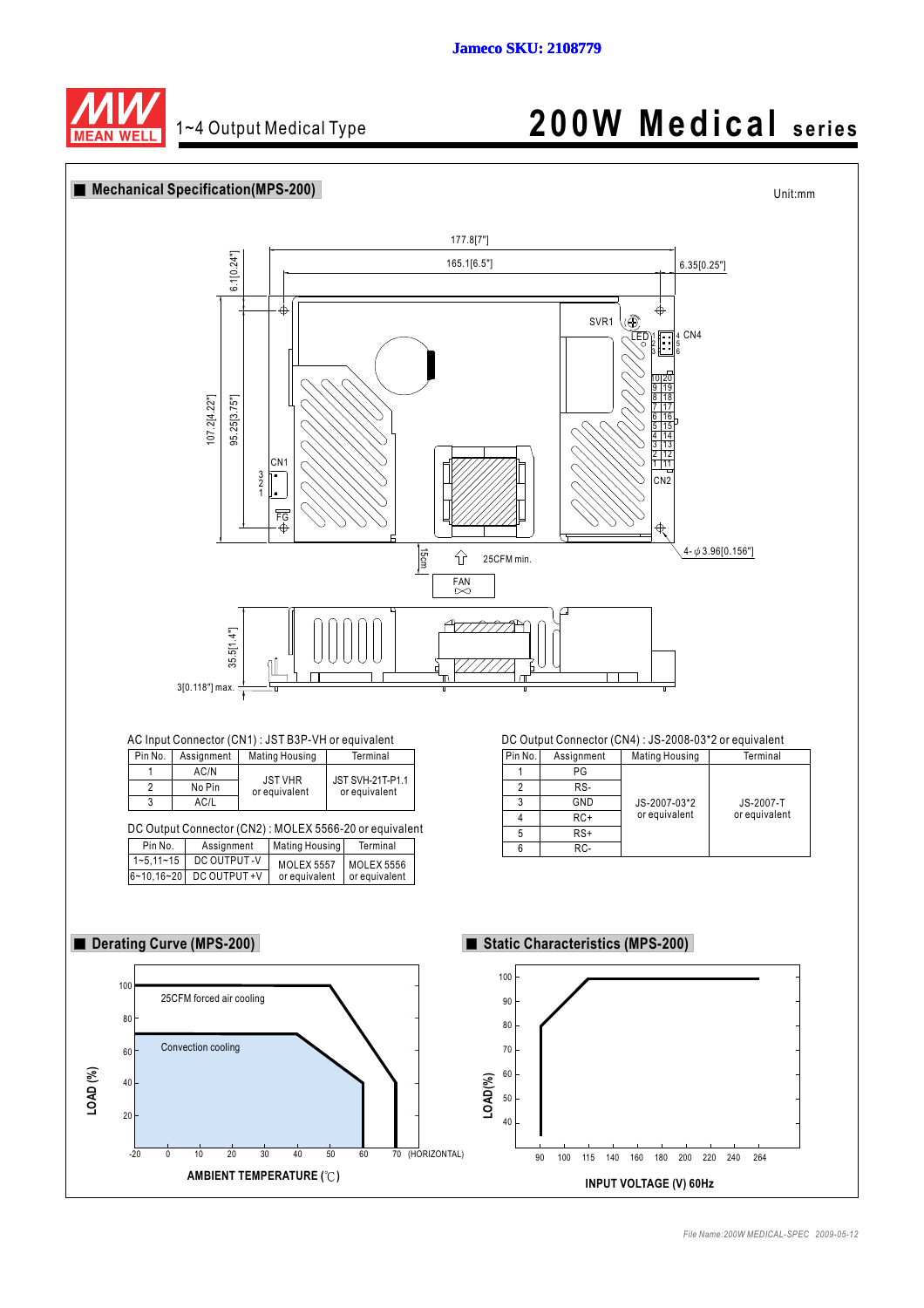Jameco SKU: 2108779

1~4 Output Medical Type

# 200W Medical series

## Mechanical Specification(MPS-200)

Unit:mm

AC Input Connector (CN1) : JST B3P-VH or equivalent

| Pin No. | Assignment | Mating Housing | Terminal |
|---|---|---|---|
| 1 | AC/N | JST VHR or equivalent | JST SVH-21T-P1.1 or equivalent |
| 2 | No Pin | | |
| 3 | AC/L | | |

DC Output Connector (CN2) : MOLEX 5566-20 or equivalent

| Pin No. | Assignment | Mating Housing | Terminal |
|---|---|---|---|
| 1~5,11~15 | DC OUTPUT -V | MOLEX 5557 or equivalent | MOLEX 5556 or equivalent |
| 6~10,16~20 | DC OUTPUT +V | | |

DC Output Connector (CN4) : JS-2008-03*2 or equivalent

| Pin No. | Assignment | Mating Housing | Terminal |
|---|---|---|---|
| 1 | PG | JS-2007-03*2 or equivalent | JS-2007-T or equivalent |
| 2 | RS- | | |
| 3 | GND | | |
| 4 | RC+ | | |
| 5 | RS+ | | |
| 6 | RC- | | |

## Derating Curve (MPS-200)

## Static Characteristics (MPS-200)

*File Name:200W MEDICAL-SPEC 2009-05-12*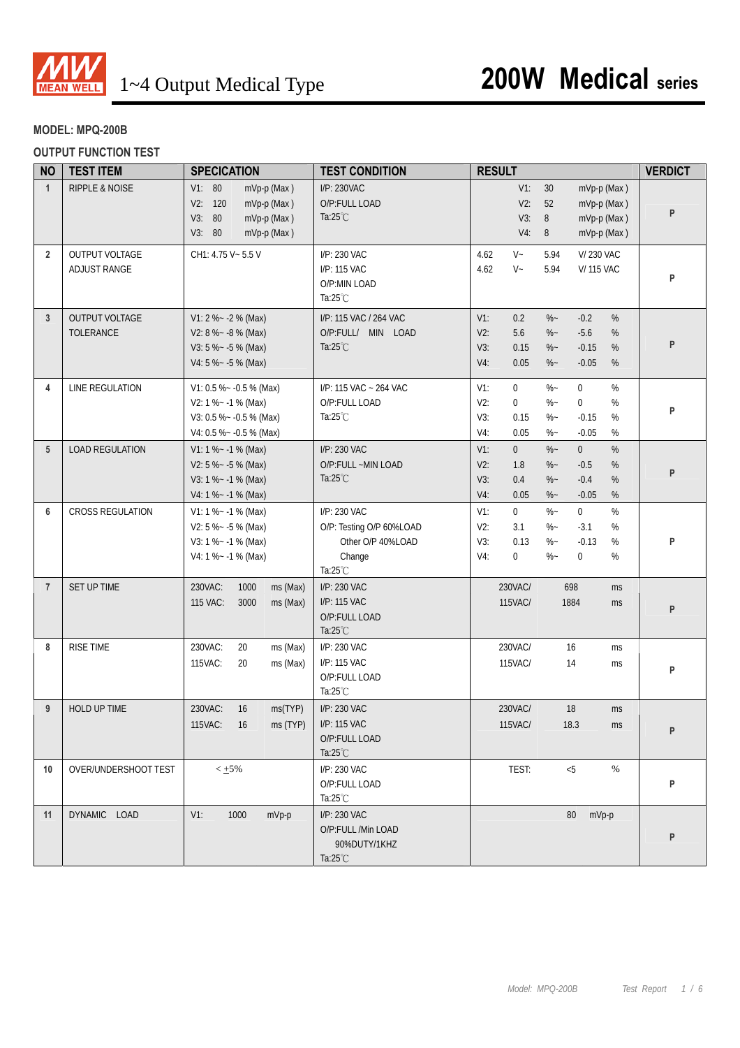# 1~4 Output Medical Type

# 200W Medical series

**MODEL: MPQ-200B**

**OUTPUT FUNCTION TEST**

| NO | TEST ITEM | SPECIATION | TEST CONDITION | RESULT | VERDICT |
|---|---|---|---|---|---|
| 1 | RIPPLE & NOISE | V1: 80 mVp-p (Max)<br>V2: 120 mVp-p (Max)<br>V3: 80 mVp-p (Max)<br>V3: 80 mVp-p (Max) | I/P: 230VAC<br>O/P:FULL LOAD<br>Ta:25℃ | V1: 30 mVp-p (Max)<br>V2: 52 mVp-p (Max)<br>V3: 8 mVp-p (Max)<br>V4: 8 mVp-p (Max) | P |
| 2 | OUTPUT VOLTAGE ADJUST RANGE | CH1: 4.75 V~ 5.5 V | I/P: 230 VAC<br>I/P: 115 VAC<br>O/P:MIN LOAD<br>Ta:25℃ | 4.62 V~ 5.94 V/ 230 VAC<br>4.62 V~ 5.94 V/ 115 VAC | P |
| 3 | OUTPUT VOLTAGE TOLERANCE | V1: 2 %~ -2 % (Max)<br>V2: 8 %~ -8 % (Max)<br>V3: 5 %~ -5 % (Max)<br>V4: 5 %~ -5 % (Max) | I/P: 115 VAC / 264 VAC<br>O/P:FULL/ MIN LOAD<br>Ta:25℃ | V1: 0.2 %~ -0.2 %<br>V2: 5.6 %~ -5.6 %<br>V3: 0.15 %~ -0.15 %<br>V4: 0.05 %~ -0.05 % | P |
| 4 | LINE REGULATION | V1: 0.5 %~ -0.5 % (Max)<br>V2: 1 %~ -1 % (Max)<br>V3: 0.5 %~ -0.5 % (Max)<br>V4: 0.5 %~ -0.5 % (Max) | I/P: 115 VAC ~ 264 VAC<br>O/P:FULL LOAD<br>Ta:25℃ | V1: 0 %~ 0 %<br>V2: 0 %~ 0 %<br>V3: 0.15 %~ -0.15 %<br>V4: 0.05 %~ -0.05 % | P |
| 5 | LOAD REGULATION | V1: 1 %~ -1 % (Max)<br>V2: 5 %~ -5 % (Max)<br>V3: 1 %~ -1 % (Max)<br>V4: 1 %~ -1 % (Max) | I/P: 230 VAC<br>O/P:FULL ~MIN LOAD<br>Ta:25℃ | V1: 0 %~ 0 %<br>V2: 1.8 %~ -0.5 %<br>V3: 0.4 %~ -0.4 %<br>V4: 0.05 %~ -0.05 % | P |
| 6 | CROSS REGULATION | V1: 1 %~ -1 % (Max)<br>V2: 5 %~ -5 % (Max)<br>V3: 1 %~ -1 % (Max)<br>V4: 1 %~ -1 % (Max) | I/P: 230 VAC<br>O/P: Testing O/P 60%LOAD<br>Other O/P 40%LOAD<br>Change<br>Ta:25℃ | V1: 0 %~ 0 %<br>V2: 3.1 %~ -3.1 %<br>V3: 0.13 %~ -0.13 %<br>V4: 0 %~ 0 % | P |
| 7 | SET UP TIME | 230VAC: 1000 ms (Max)<br>115 VAC: 3000 ms (Max) | I/P: 230 VAC<br>I/P: 115 VAC<br>O/P:FULL LOAD<br>Ta:25℃ | 230VAC/ 698 ms<br>115VAC/ 1884 ms | P |
| 8 | RISE TIME | 230VAC: 20 ms (Max)<br>115VAC: 20 ms (Max) | I/P: 230 VAC<br>I/P: 115 VAC<br>O/P:FULL LOAD<br>Ta:25℃ | 230VAC/ 16 ms<br>115VAC/ 14 ms | P |
| 9 | HOLD UP TIME | 230VAC: 16 ms(TYP)<br>115VAC: 16 ms (TYP) | I/P: 230 VAC<br>I/P: 115 VAC<br>O/P:FULL LOAD<br>Ta:25℃ | 230VAC/ 18 ms<br>115VAC/ 18.3 ms | P |
| 10 | OVER/UNDERSHOOT TEST | < ±5% | I/P: 230 VAC<br>O/P:FULL LOAD<br>Ta:25℃ | TEST: <5 % | P |
| 11 | DYNAMIC LOAD | V1: 1000 mVp-p | I/P: 230 VAC<br>O/P:FULL /Min LOAD<br>90%DUTY/1KHZ<br>Ta:25℃ | 80 mVp-p | P |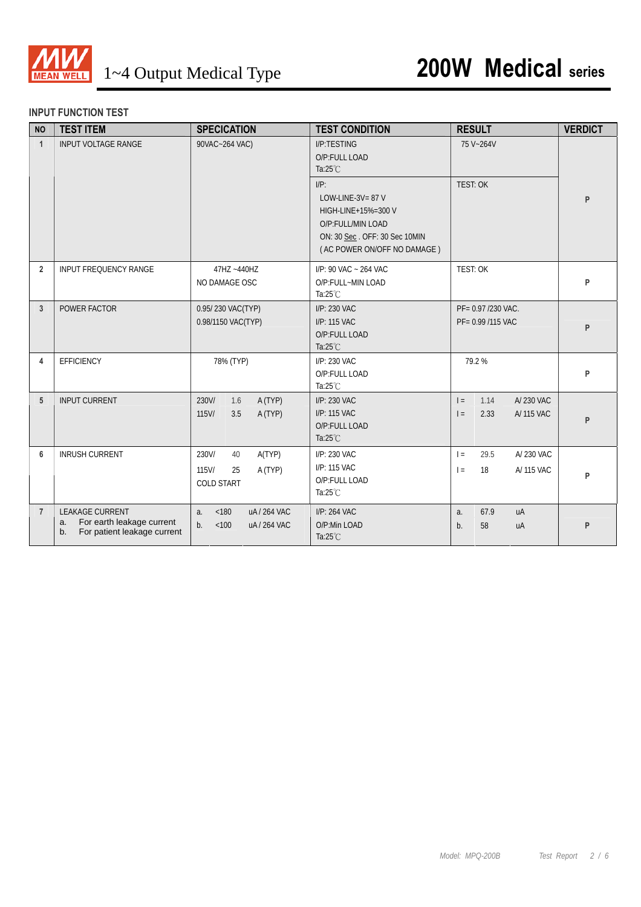## INPUT FUNCTION TEST

| NO | TEST ITEM | SPECICATION | TEST CONDITION | RESULT | VERDICT |
|---|---|---|---|---|---|
| 1 | INPUT VOLTAGE RANGE | 90VAC~264 VAC) | I/P:TESTING<br>O/P:FULL LOAD<br>Ta:25℃ | 75 V~264V | P |
| | | | I/P:<br>LOW-LINE-3V= 87 V<br>HIGH-LINE+15%=300 V<br>O/P:FULL/MIN LOAD<br>ON: 30 Sec . OFF: 30 Sec 10MIN<br>( AC POWER ON/OFF NO DAMAGE ) | TEST: OK | |
| 2 | INPUT FREQUENCY RANGE | 47HZ ~440HZ<br>NO DAMAGE OSC | I/P: 90 VAC ~ 264 VAC<br>O/P:FULL~MIN LOAD<br>Ta:25℃ | TEST: OK | P |
| 3 | POWER FACTOR | 0.95/ 230 VAC(TYP)<br>0.98/1150 VAC(TYP) | I/P: 230 VAC<br>I/P: 115 VAC<br>O/P:FULL LOAD<br>Ta:25℃ | PF= 0.97 /230 VAC.<br>PF= 0.99 /115 VAC | P |
| 4 | EFFICIENCY | 78% (TYP) | I/P: 230 VAC<br>O/P:FULL LOAD<br>Ta:25℃ | 79.2 % | P |
| 5 | INPUT CURRENT | 230V/ 1.6 A (TYP)<br>115V/ 3.5 A (TYP) | I/P: 230 VAC<br>I/P: 115 VAC<br>O/P:FULL LOAD<br>Ta:25℃ | I = 1.14 A/ 230 VAC<br>I = 2.33 A/ 115 VAC | P |
| 6 | INRUSH CURRENT | 230V/ 40 A(TYP)<br>115V/ 25 A (TYP)<br>COLD START | I/P: 230 VAC<br>I/P: 115 VAC<br>O/P:FULL LOAD<br>Ta:25℃ | I = 29.5 A/ 230 VAC<br>I = 18 A/ 115 VAC | P |
| 7 | LEAKAGE CURRENT<br>a. For earth leakage current<br>b. For patient leakage current | a. <180 uA / 264 VAC<br>b. <100 uA / 264 VAC | I/P: 264 VAC<br>O/P:Min LOAD<br>Ta:25℃ | a. 67.9 uA<br>b. 58 uA | P |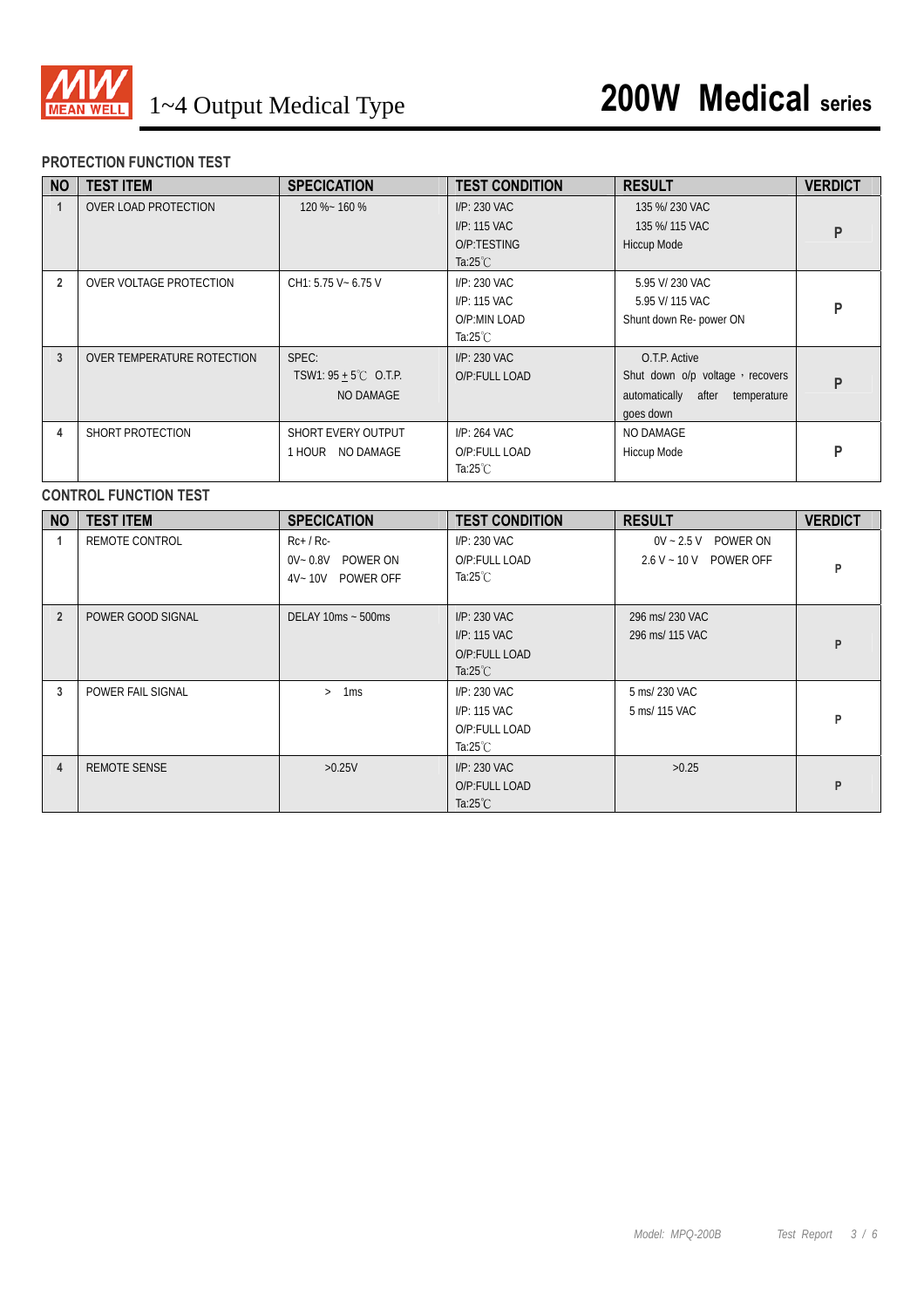## PROTECTION FUNCTION TEST

| NO | TEST ITEM | SPECIATION | TEST CONDITION | RESULT | VERDICT |
|---|---|---|---|---|---|
| 1 | OVER LOAD PROTECTION | 120 %~ 160 % | I/P: 230 VAC<br>I/P: 115 VAC<br>O/P:TESTING<br>Ta:25℃ | 135 %/ 230 VAC<br>135 %/ 115 VAC<br>Hiccup Mode | P |
| 2 | OVER VOLTAGE PROTECTION | CH1: 5.75 V~ 6.75 V | I/P: 230 VAC<br>I/P: 115 VAC<br>O/P:MIN LOAD<br>Ta:25℃ | 5.95 V/ 230 VAC<br>5.95 V/ 115 VAC<br>Shunt down Re- power ON | P |
| 3 | OVER TEMPERATURE ROTECTION | SPEC:<br>TSW1: 95 ± 5℃ O.T.P.<br>NO DAMAGE | I/P: 230 VAC<br>O/P:FULL LOAD | O.T.P. Active<br>Shut down o/p voltage，recovers automatically after temperature goes down | P |
| 4 | SHORT PROTECTION | SHORT EVERY OUTPUT<br>1 HOUR NO DAMAGE | I/P: 264 VAC<br>O/P:FULL LOAD<br>Ta:25℃ | NO DAMAGE<br>Hiccup Mode | P |

## CONTROL FUNCTION TEST

| NO | TEST ITEM | SPECIATION | TEST CONDITION | RESULT | VERDICT |
|---|---|---|---|---|---|
| 1 | REMOTE CONTROL | Rc+ / Rc-<br>0V~ 0.8V POWER ON<br>4V~ 10V POWER OFF | I/P: 230 VAC<br>O/P:FULL LOAD<br>Ta:25℃ | 0V ~ 2.5 V POWER ON<br>2.6 V ~ 10 V POWER OFF | P |
| 2 | POWER GOOD SIGNAL | DELAY 10ms ~ 500ms | I/P: 230 VAC<br>I/P: 115 VAC<br>O/P:FULL LOAD<br>Ta:25℃ | 296 ms/ 230 VAC<br>296 ms/ 115 VAC | P |
| 3 | POWER FAIL SIGNAL | > 1ms | I/P: 230 VAC<br>I/P: 115 VAC<br>O/P:FULL LOAD<br>Ta:25℃ | 5 ms/ 230 VAC<br>5 ms/ 115 VAC | P |
| 4 | REMOTE SENSE | >0.25V | I/P: 230 VAC<br>O/P:FULL LOAD<br>Ta:25℃ | >0.25 | P |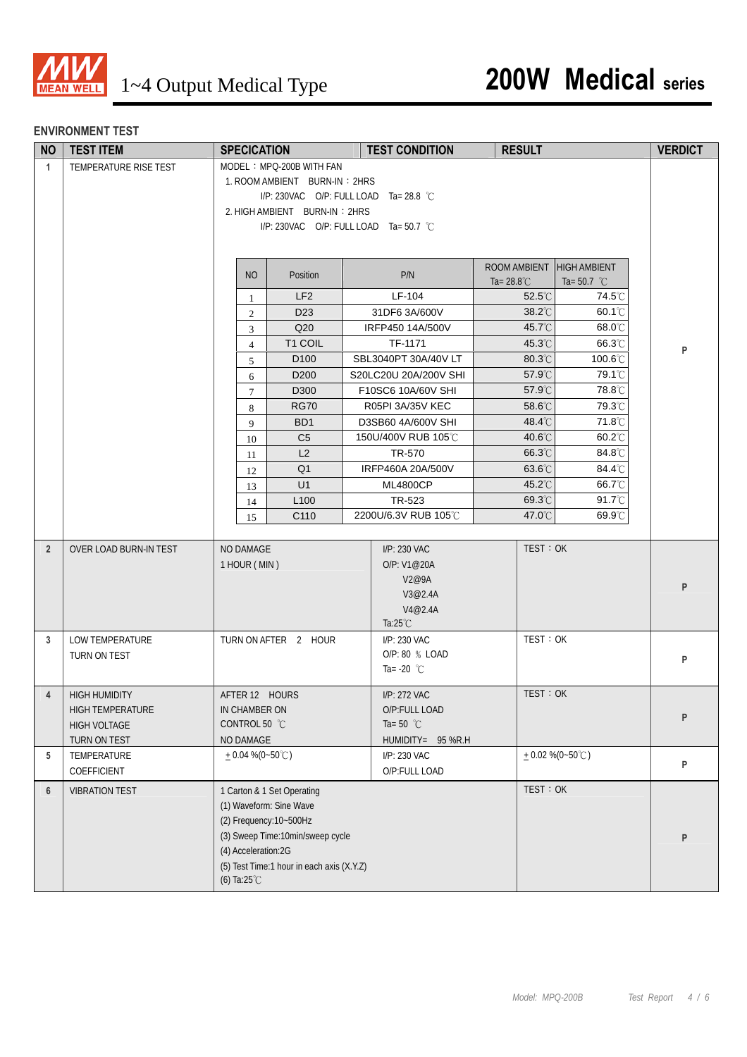## ENVIRONMENT TEST

| NO | TEST ITEM | SPECICATION | TEST CONDITION | RESULT | VERDICT |
|---|---|---|---|---|---|
| 1 | TEMPERATURE RISE TEST | MODEL：MPQ-200B WITH FAN<br>1. ROOM AMBIENT BURN-IN：2HRS<br>I/P: 230VAC O/P: FULL LOAD Ta= 28.8 ℃<br>2. HIGH AMBIENT BURN-IN：2HRS<br>I/P: 230VAC O/P: FULL LOAD Ta= 50.7 ℃ | | | P |

| NO | Position | P/N | ROOM AMBIENT Ta= 28.8℃ | HIGH AMBIENT Ta= 50.7 ℃ |
|---|---|---|---|---|
| 1 | LF2 | LF-104 | 52.5℃ | 74.5℃ |
| 2 | D23 | 31DF6 3A/600V | 38.2℃ | 60.1℃ |
| 3 | Q20 | IRFP450 14A/500V | 45.7℃ | 68.0℃ |
| 4 | T1 COIL | TF-1171 | 45.3℃ | 66.3℃ |
| 5 | D100 | SBL3040PT 30A/40V LT | 80.3℃ | 100.6℃ |
| 6 | D200 | S20LC20U 20A/200V SHI | 57.9℃ | 79.1℃ |
| 7 | D300 | F10SC6 10A/60V SHI | 57.9℃ | 78.8℃ |
| 8 | RG70 | R05PI 3A/35V KEC | 58.6℃ | 79.3℃ |
| 9 | BD1 | D3SB60 4A/600V SHI | 48.4℃ | 71.8℃ |
| 10 | C5 | 150U/400V RUB 105℃ | 40.6℃ | 60.2℃ |
| 11 | L2 | TR-570 | 66.3℃ | 84.8℃ |
| 12 | Q1 | IRFP460A 20A/500V | 63.6℃ | 84.4℃ |
| 13 | U1 | ML4800CP | 45.2℃ | 66.7℃ |
| 14 | L100 | TR-523 | 69.3℃ | 91.7℃ |
| 15 | C110 | 2200U/6.3V RUB 105℃ | 47.0℃ | 69.9℃ |

| NO | TEST ITEM | SPECICATION | TEST CONDITION | RESULT | VERDICT |
|---|---|---|---|---|---|
| 2 | OVER LOAD BURN-IN TEST | NO DAMAGE<br>1 HOUR ( MIN ) | I/P: 230 VAC<br>O/P: V1@20A<br>V2@9A<br>V3@2.4A<br>V4@2.4A<br>Ta:25℃ | TEST：OK | P |
| 3 | LOW TEMPERATURE TURN ON TEST | TURN ON AFTER 2 HOUR | I/P: 230 VAC<br>O/P: 80 ％ LOAD<br>Ta= -20 ℃ | TEST：OK | P |
| 4 | HIGH HUMIDITY HIGH TEMPERATURE HIGH VOLTAGE TURN ON TEST | AFTER 12 HOURS<br>IN CHAMBER ON<br>CONTROL 50 ℃<br>NO DAMAGE | I/P: 272 VAC<br>O/P:FULL LOAD<br>Ta= 50 ℃<br>HUMIDITY= 95 %R.H | TEST：OK | P |
| 5 | TEMPERATURE COEFFICIENT | ± 0.04 %(0~50℃) | I/P: 230 VAC<br>O/P:FULL LOAD | ± 0.02 %(0~50℃) | P |
| 6 | VIBRATION TEST | 1 Carton & 1 Set Operating<br>(1) Waveform: Sine Wave<br>(2) Frequency:10~500Hz<br>(3) Sweep Time:10min/sweep cycle<br>(4) Acceleration:2G<br>(5) Test Time:1 hour in each axis (X.Y.Z)<br>(6) Ta:25℃ | | TEST：OK | P |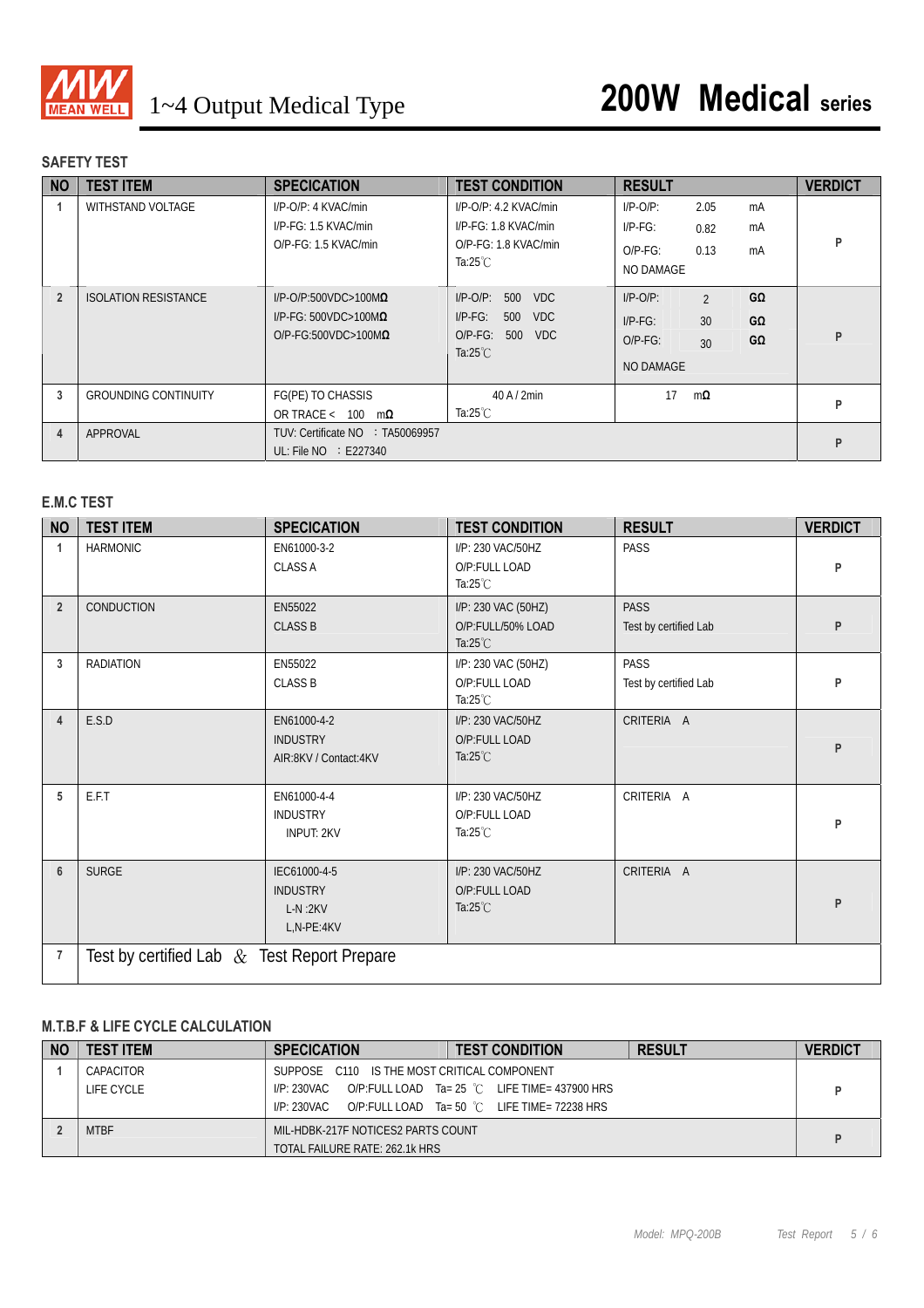# 1~4 Output Medical Type

# 200W Medical series

## SAFETY TEST

| NO | TEST ITEM | SPECICATION | TEST CONDITION | RESULT | VERDICT |
|---|---|---|---|---|---|
| 1 | WITHSTAND VOLTAGE | I/P-O/P: 4 KVAC/min<br>I/P-FG: 1.5 KVAC/min<br>O/P-FG: 1.5 KVAC/min | I/P-O/P: 4.2 KVAC/min<br>I/P-FG: 1.8 KVAC/min<br>O/P-FG: 1.8 KVAC/min<br>Ta:25℃ | I/P-O/P: 2.05 mA<br>I/P-FG: 0.82 mA<br>O/P-FG: 0.13 mA<br>NO DAMAGE | P |
| 2 | ISOLATION RESISTANCE | I/P-O/P:500VDC>100MΩ<br>I/P-FG: 500VDC>100MΩ<br>O/P-FG:500VDC>100MΩ | I/P-O/P: 500 VDC<br>I/P-FG: 500 VDC<br>O/P-FG: 500 VDC<br>Ta:25℃ | I/P-O/P: 2 GΩ<br>I/P-FG: 30 GΩ<br>O/P-FG: 30 GΩ<br>NO DAMAGE | P |
| 3 | GROUNDING CONTINUITY | FG(PE) TO CHASSIS<br>OR TRACE < 100 mΩ | 40 A / 2min<br>Ta:25℃ | 17 mΩ | P |
| 4 | APPROVAL | TUV: Certificate NO : TA50069957<br>UL: File NO : E227340 | | | P |

## E.M.C TEST

| NO | TEST ITEM | SPECICATION | TEST CONDITION | RESULT | VERDICT |
|---|---|---|---|---|---|
| 1 | HARMONIC | EN61000-3-2<br>CLASS A | I/P: 230 VAC/50HZ<br>O/P:FULL LOAD<br>Ta:25℃ | PASS | P |
| 2 | CONDUCTION | EN55022<br>CLASS B | I/P: 230 VAC (50HZ)<br>O/P:FULL/50% LOAD<br>Ta:25℃ | PASS<br>Test by certified Lab | P |
| 3 | RADIATION | EN55022<br>CLASS B | I/P: 230 VAC (50HZ)<br>O/P:FULL LOAD<br>Ta:25℃ | PASS<br>Test by certified Lab | P |
| 4 | E.S.D | EN61000-4-2<br>INDUSTRY<br>AIR:8KV / Contact:4KV | I/P: 230 VAC/50HZ<br>O/P:FULL LOAD<br>Ta:25℃ | CRITERIA A | P |
| 5 | E.F.T | EN61000-4-4<br>INDUSTRY<br>INPUT: 2KV | I/P: 230 VAC/50HZ<br>O/P:FULL LOAD<br>Ta:25℃ | CRITERIA A | P |
| 6 | SURGE | IEC61000-4-5<br>INDUSTRY<br>L-N :2KV<br>L,N-PE:4KV | I/P: 230 VAC/50HZ<br>O/P:FULL LOAD<br>Ta:25℃ | CRITERIA A | P |
| 7 | Test by certified Lab & Test Report Prepare | | | | |

## M.T.B.F & LIFE CYCLE CALCULATION

| NO | TEST ITEM | SPECICATION / TEST CONDITION / RESULT | VERDICT |
|---|---|---|---|
| 1 | CAPACITOR LIFE CYCLE | SUPPOSE C110 IS THE MOST CRITICAL COMPONENT<br>I/P: 230VAC O/P:FULL LOAD Ta= 25 ℃ LIFE TIME= 437900 HRS<br>I/P: 230VAC O/P:FULL LOAD Ta= 50 ℃ LIFE TIME= 72238 HRS | P |
| 2 | MTBF | MIL-HDBK-217F NOTICES2 PARTS COUNT<br>TOTAL FAILURE RATE: 262.1k HRS | P |

Model: MPQ-200B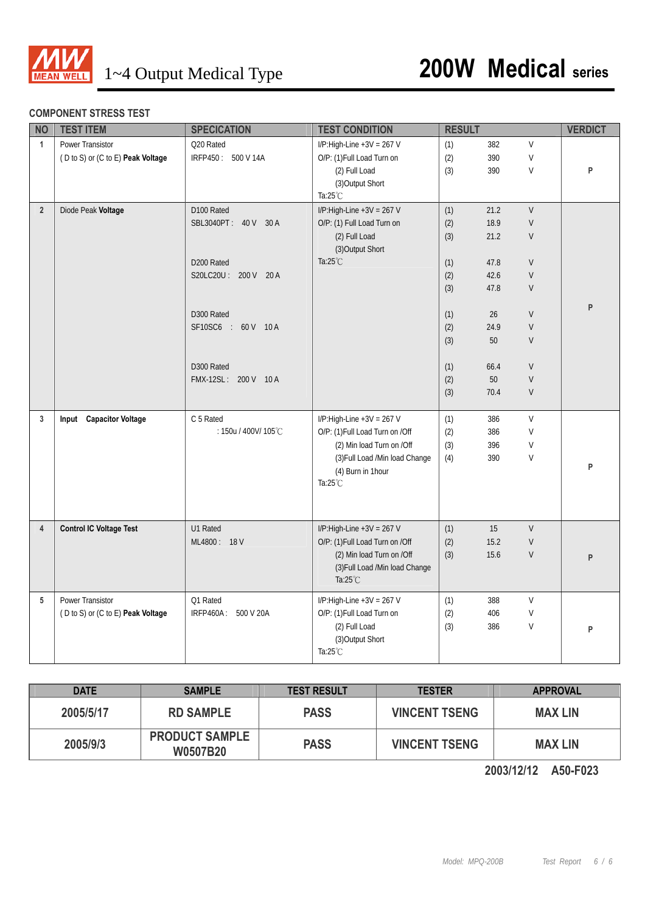# 200W Medical series

1~4 Output Medical Type

## COMPONENT STRESS TEST

| NO | TEST ITEM | SPECICATION | TEST CONDITION | RESULT | | | VERDICT |
|---|---|---|---|---|---|---|---|
| 1 | Power Transistor ( D to S) or (C to E) **Peak Voltage** | Q20 Rated IRFP450 : 500 V 14A | I/P:High-Line +3V = 267 V O/P: (1)Full Load Turn on (2) Full Load (3)Output Short Ta:25℃ | (1)<br>(2)<br>(3) | 382<br>390<br>390 | V<br>V<br>V | P |
| 2 | Diode Peak **Voltage** | D100 Rated SBL3040PT : 40 V 30 A | I/P:High-Line +3V = 267 V O/P: (1) Full Load Turn on (2) Full Load (3)Output Short Ta:25℃ | (1)<br>(2)<br>(3) | 21.2<br>18.9<br>21.2 | V<br>V<br>V | P |
| | | D200 Rated S20LC20U : 200 V 20 A | | (1)<br>(2)<br>(3) | 47.8<br>42.6<br>47.8 | V<br>V<br>V | |
| | | D300 Rated SF10SC6 : 60 V 10 A | | (1)<br>(2)<br>(3) | 26<br>24.9<br>50 | V<br>V<br>V | |
| | | D300 Rated FMX-12SL : 200 V 10 A | | (1)<br>(2)<br>(3) | 66.4<br>50<br>70.4 | V<br>V<br>V | |
| 3 | **Input Capacitor Voltage** | C 5 Rated : 150u / 400V/ 105℃ | I/P:High-Line +3V = 267 V O/P: (1)Full Load Turn on /Off (2) Min load Turn on /Off (3)Full Load /Min load Change (4) Burn in 1hour Ta:25℃ | (1)<br>(2)<br>(3)<br>(4) | 386<br>386<br>396<br>390 | V<br>V<br>V<br>V | P |
| 4 | **Control IC Voltage Test** | U1 Rated ML4800 : 18 V | I/P:High-Line +3V = 267 V O/P: (1)Full Load Turn on /Off (2) Min load Turn on /Off (3)Full Load /Min load Change Ta:25℃ | (1)<br>(2)<br>(3) | 15<br>15.2<br>15.6 | V<br>V<br>V | P |
| 5 | Power Transistor ( D to S) or (C to E) **Peak Voltage** | Q1 Rated IRFP460A : 500 V 20A | I/P:High-Line +3V = 267 V O/P: (1)Full Load Turn on (2) Full Load (3)Output Short Ta:25℃ | (1)<br>(2)<br>(3) | 388<br>406<br>386 | V<br>V<br>V | P |

| DATE | SAMPLE | TEST RESULT | TESTER | APPROVAL |
|---|---|---|---|---|
| 2005/5/17 | RD SAMPLE | PASS | VINCENT TSENG | MAX LIN |
| 2005/9/3 | PRODUCT SAMPLE W0507B20 | PASS | VINCENT TSENG | MAX LIN |

2003/12/12 A50-F023